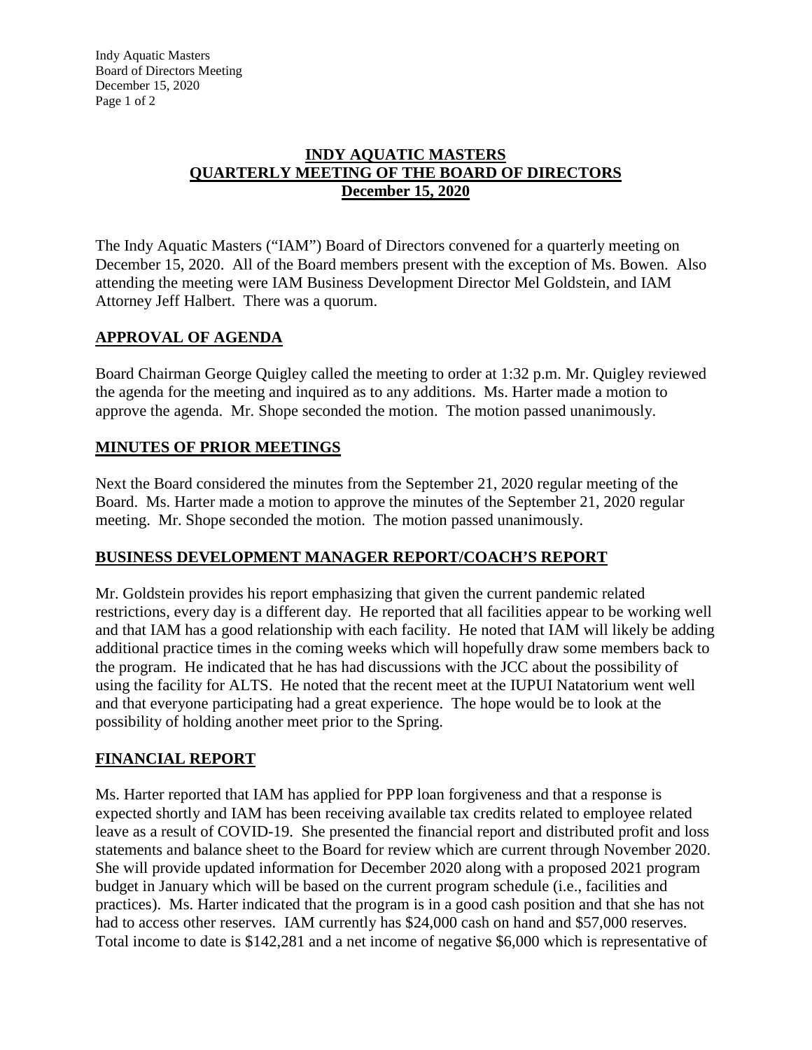# INDY AQUATIC MASTERS
# QUARTERLY MEETING OF THE BOARD OF DIRECTORS
# December 15, 2020

The Indy Aquatic Masters ("IAM") Board of Directors convened for a quarterly meeting on December 15, 2020. All of the Board members present with the exception of Ms. Bowen. Also attending the meeting were IAM Business Development Director Mel Goldstein, and IAM Attorney Jeff Halbert. There was a quorum.

## APPROVAL OF AGENDA

Board Chairman George Quigley called the meeting to order at 1:32 p.m. Mr. Quigley reviewed the agenda for the meeting and inquired as to any additions. Ms. Harter made a motion to approve the agenda. Mr. Shope seconded the motion. The motion passed unanimously.

## MINUTES OF PRIOR MEETINGS

Next the Board considered the minutes from the September 21, 2020 regular meeting of the Board. Ms. Harter made a motion to approve the minutes of the September 21, 2020 regular meeting. Mr. Shope seconded the motion. The motion passed unanimously.

## BUSINESS DEVELOPMENT MANAGER REPORT/COACH'S REPORT

Mr. Goldstein provides his report emphasizing that given the current pandemic related restrictions, every day is a different day. He reported that all facilities appear to be working well and that IAM has a good relationship with each facility. He noted that IAM will likely be adding additional practice times in the coming weeks which will hopefully draw some members back to the program. He indicated that he has had discussions with the JCC about the possibility of using the facility for ALTS. He noted that the recent meet at the IUPUI Natatorium went well and that everyone participating had a great experience. The hope would be to look at the possibility of holding another meet prior to the Spring.

## FINANCIAL REPORT

Ms. Harter reported that IAM has applied for PPP loan forgiveness and that a response is expected shortly and IAM has been receiving available tax credits related to employee related leave as a result of COVID-19. She presented the financial report and distributed profit and loss statements and balance sheet to the Board for review which are current through November 2020. She will provide updated information for December 2020 along with a proposed 2021 program budget in January which will be based on the current program schedule (i.e., facilities and practices). Ms. Harter indicated that the program is in a good cash position and that she has not had to access other reserves. IAM currently has $24,000 cash on hand and $57,000 reserves. Total income to date is $142,281 and a net income of negative $6,000 which is representative of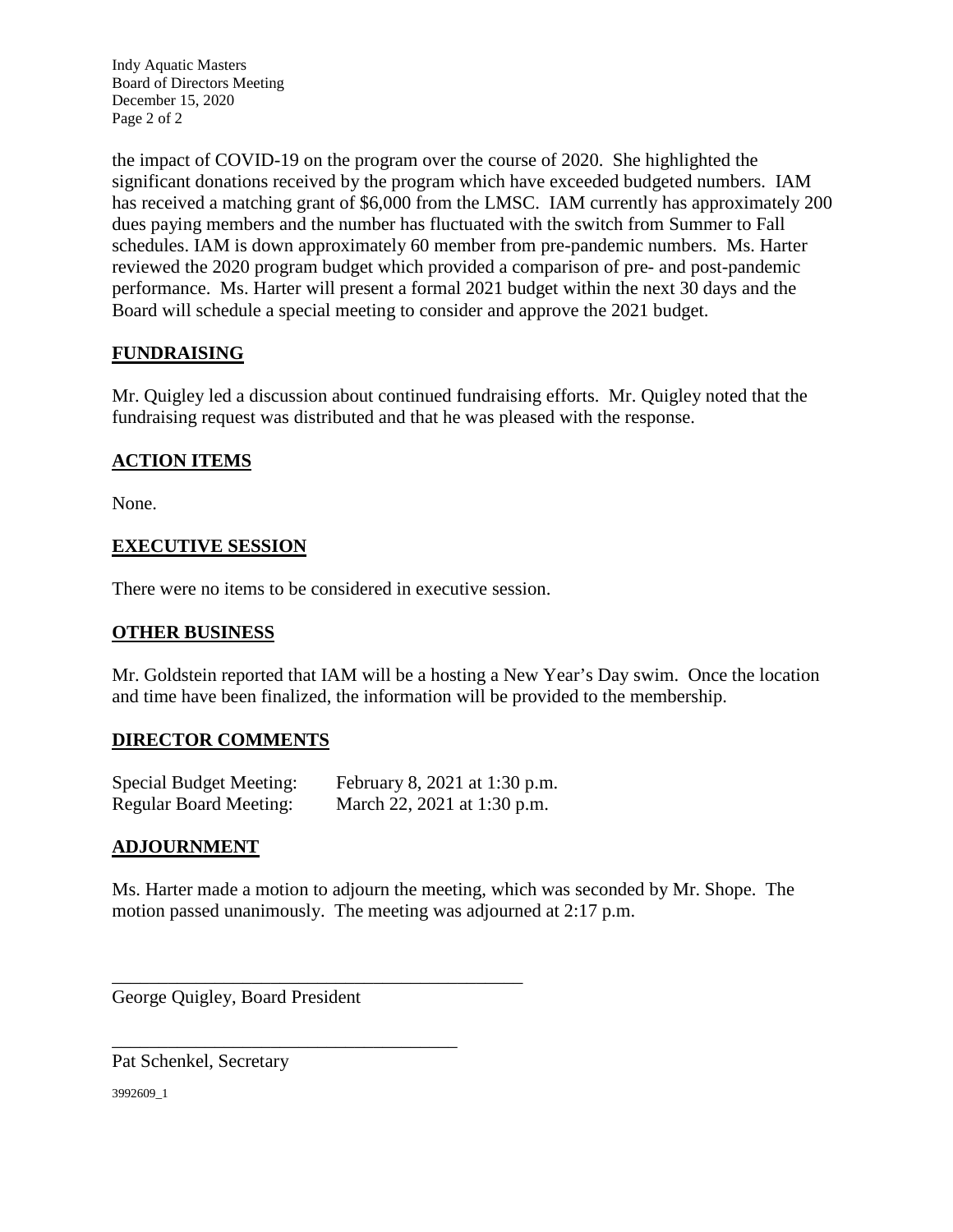the impact of COVID-19 on the program over the course of 2020. She highlighted the significant donations received by the program which have exceeded budgeted numbers. IAM has received a matching grant of $6,000 from the LMSC. IAM currently has approximately 200 dues paying members and the number has fluctuated with the switch from Summer to Fall schedules. IAM is down approximately 60 member from pre-pandemic numbers. Ms. Harter reviewed the 2020 program budget which provided a comparison of pre- and post-pandemic performance. Ms. Harter will present a formal 2021 budget within the next 30 days and the Board will schedule a special meeting to consider and approve the 2021 budget.

## FUNDRAISING

Mr. Quigley led a discussion about continued fundraising efforts. Mr. Quigley noted that the fundraising request was distributed and that he was pleased with the response.

## ACTION ITEMS

None.

## EXECUTIVE SESSION

There were no items to be considered in executive session.

## OTHER BUSINESS

Mr. Goldstein reported that IAM will be a hosting a New Year's Day swim. Once the location and time have been finalized, the information will be provided to the membership.

## DIRECTOR COMMENTS

| | |
|---|---|
| Special Budget Meeting: | February 8, 2021 at 1:30 p.m. |
| Regular Board Meeting: | March 22, 2021 at 1:30 p.m. |

## ADJOURNMENT

Ms. Harter made a motion to adjourn the meeting, which was seconded by Mr. Shope. The motion passed unanimously. The meeting was adjourned at 2:17 p.m.

______________________________________________

George Quigley, Board President

______________________________________

Pat Schenkel, Secretary

3992609_1